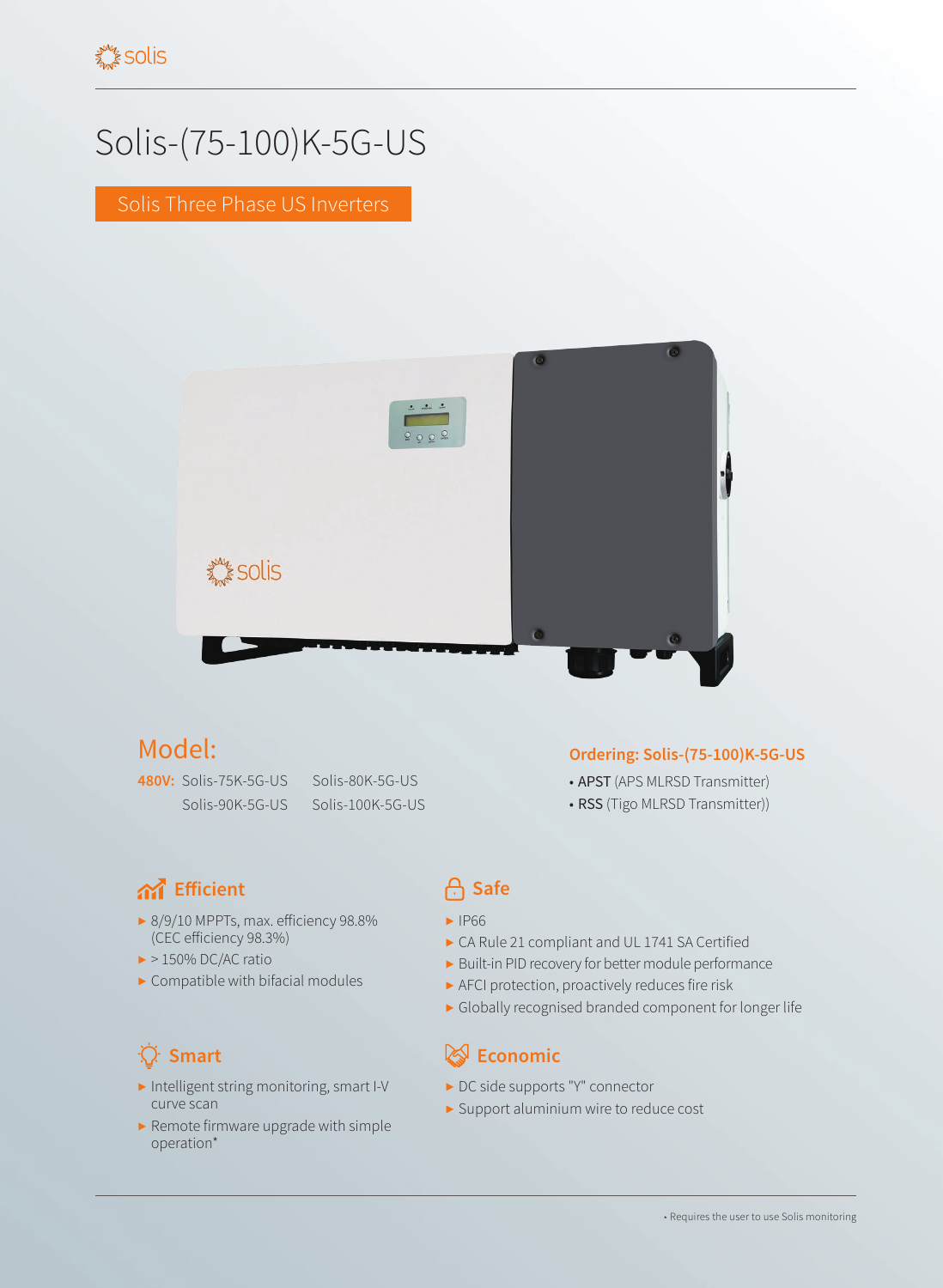solis

# Solis-(75-100)K-5G-US

Solis Three Phase US Inverters

## Model:

**480V:** Solis-75K-5G-US Solis-80K-5G-US Solis-90K-5G-US Solis-100K-5G-US

**Ordering: Solis-(75-100)K-5G-US**

- APST (APS MLRSD Transmitter)
- RSS (Tigo MLRSD Transmitter))

### Efficient

- 8/9/10 MPPTs, max. efficiency 98.8% (CEC efficiency 98.3%)
- > 150% DC/AC ratio
- Compatible with bifacial modules

### Safe

- IP66
- CA Rule 21 compliant and UL 1741 SA Certified
- Built-in PID recovery for better module performance
- AFCI protection, proactively reduces fire risk
- Globally recognised branded component for longer life

### Smart

- Intelligent string monitoring, smart I-V curve scan
- Remote firmware upgrade with simple operation*

### Economic

- DC side supports "Y" connector
- Support aluminium wire to reduce cost

* Requires the user to use Solis monitoring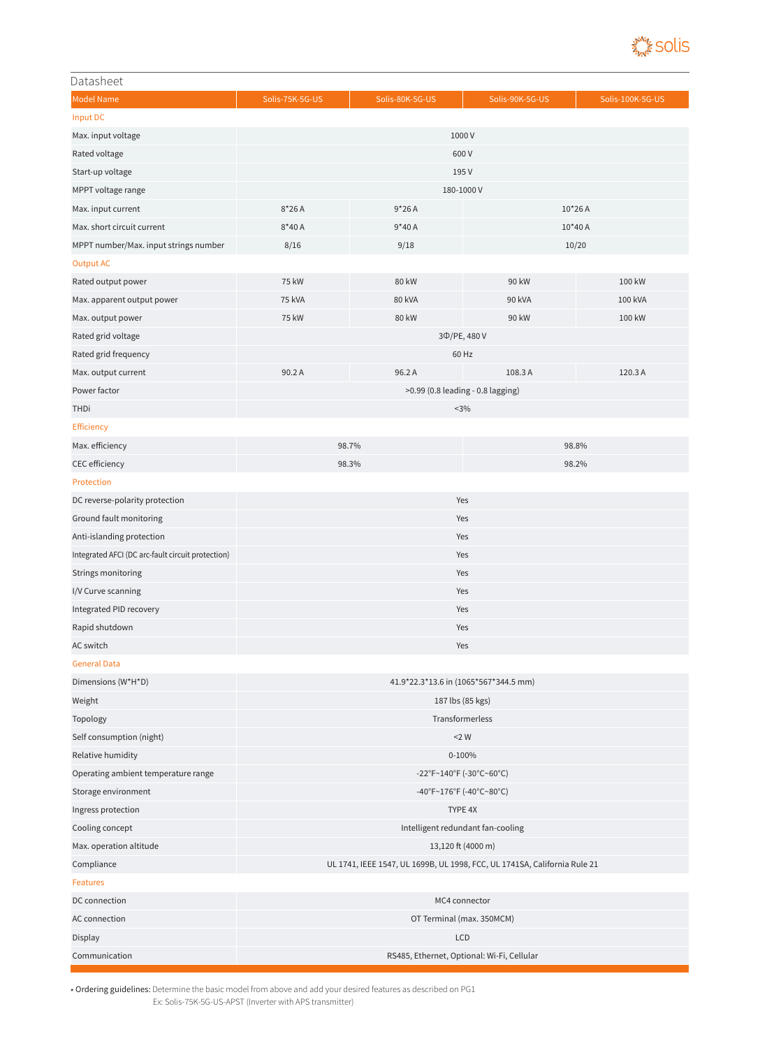## Datasheet

| Model Name | Solis-75K-5G-US | Solis-80K-5G-US | Solis-90K-5G-US | Solis-100K-5G-US |
|---|---|---|---|---|
| **Input DC** | | | | |
| Max. input voltage | 1000 V | | | |
| Rated voltage | 600 V | | | |
| Start-up voltage | 195 V | | | |
| MPPT voltage range | 180-1000 V | | | |
| Max. input current | 8*26 A | 9*26 A | 10*26 A | |
| Max. short circuit current | 8*40 A | 9*40 A | 10*40 A | |
| MPPT number/Max. input strings number | 8/16 | 9/18 | 10/20 | |
| **Output AC** | | | | |
| Rated output power | 75 kW | 80 kW | 90 kW | 100 kW |
| Max. apparent output power | 75 kVA | 80 kVA | 90 kVA | 100 kVA |
| Max. output power | 75 kW | 80 kW | 90 kW | 100 kW |
| Rated grid voltage | 3Φ/PE, 480 V | | | |
| Rated grid frequency | 60 Hz | | | |
| Max. output current | 90.2 A | 96.2 A | 108.3 A | 120.3 A |
| Power factor | >0.99 (0.8 leading - 0.8 lagging) | | | |
| THDi | <3% | | | |
| **Efficiency** | | | | |
| Max. efficiency | 98.7% | | 98.8% | |
| CEC efficiency | 98.3% | | 98.2% | |
| **Protection** | | | | |
| DC reverse-polarity protection | Yes | | | |
| Ground fault monitoring | Yes | | | |
| Anti-islanding protection | Yes | | | |
| Integrated AFCI (DC arc-fault circuit protection) | Yes | | | |
| Strings monitoring | Yes | | | |
| I/V Curve scanning | Yes | | | |
| Integrated PID recovery | Yes | | | |
| Rapid shutdown | Yes | | | |
| AC switch | Yes | | | |
| **General Data** | | | | |
| Dimensions (W*H*D) | 41.9*22.3*13.6 in (1065*567*344.5 mm) | | | |
| Weight | 187 lbs (85 kgs) | | | |
| Topology | Transformerless | | | |
| Self consumption (night) | <2 W | | | |
| Relative humidity | 0-100% | | | |
| Operating ambient temperature range | -22°F~140°F (-30°C~60°C) | | | |
| Storage environment | -40°F~176°F (-40°C~80°C) | | | |
| Ingress protection | TYPE 4X | | | |
| Cooling concept | Intelligent redundant fan-cooling | | | |
| Max. operation altitude | 13,120 ft (4000 m) | | | |
| Compliance | UL 1741, IEEE 1547, UL 1699B, UL 1998, FCC, UL 1741SA, California Rule 21 | | | |
| **Features** | | | | |
| DC connection | MC4 connector | | | |
| AC connection | OT Terminal (max. 350MCM) | | | |
| Display | LCD | | | |
| Communication | RS485, Ethernet, Optional: Wi-Fi, Cellular | | | |

* **Ordering guidelines:** Determine the basic model from above and add your desired features as described on PG1
  Ex: Solis-75K-5G-US-APST (Inverter with APS transmitter)